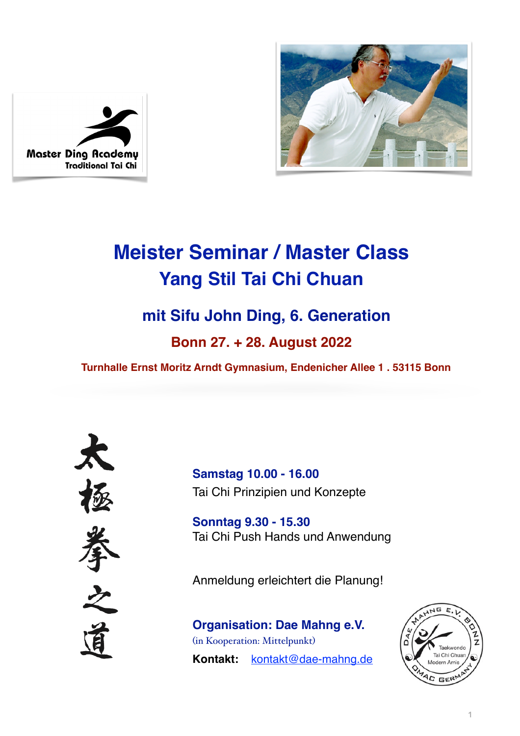Master Ding Academy
Traditional Tai Chi

# Meister Seminar / Master Class
# Yang Stil Tai Chi Chuan

## mit Sifu John Ding, 6. Generation

### Bonn 27. + 28. August 2022

**Turnhalle Ernst Moritz Arndt Gymnasium, Endenicher Allee 1 . 53115 Bonn**

太極拳之道

**Samstag 10.00 - 16.00**
Tai Chi Prinzipien und Konzepte

**Sonntag 9.30 - 15.30**
Tai Chi Push Hands und Anwendung

Anmeldung erleichtert die Planung!

**Organisation: Dae Mahng e.V.**
(in Kooperation: Mittelpunkt)

**Kontakt:** kontakt@dae-mahng.de

Dae Mahng e.V. Bonn – Taekwondo, Tai Chi Chuan, Modern Arnis – DMAC Germany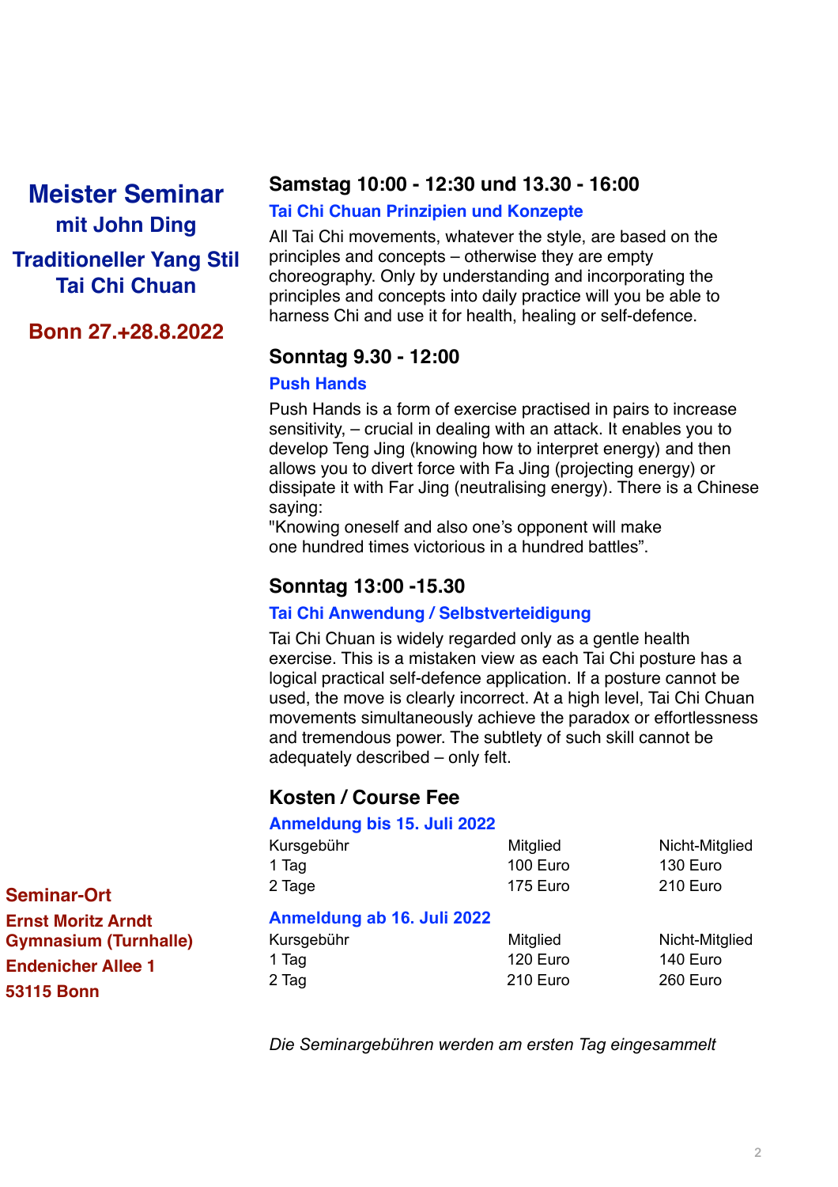# Meister Seminar

## mit John Ding

## Traditioneller Yang Stil Tai Chi Chuan

## Bonn 27.+28.8.2022

## Samstag 10:00 - 12:30 und 13.30 - 16:00

### Tai Chi Chuan Prinzipien und Konzepte

All Tai Chi movements, whatever the style, are based on the principles and concepts – otherwise they are empty choreography. Only by understanding and incorporating the principles and concepts into daily practice will you be able to harness Chi and use it for health, healing or self-defence.

## Sonntag 9.30 - 12:00

### Push Hands

Push Hands is a form of exercise practised in pairs to increase sensitivity, – crucial in dealing with an attack. It enables you to develop Teng Jing (knowing how to interpret energy) and then allows you to divert force with Fa Jing (projecting energy) or dissipate it with Far Jing (neutralising energy). There is a Chinese saying:
"Knowing oneself and also one's opponent will make one hundred times victorious in a hundred battles".

## Sonntag 13:00 -15.30

### Tai Chi Anwendung / Selbstverteidigung

Tai Chi Chuan is widely regarded only as a gentle health exercise. This is a mistaken view as each Tai Chi posture has a logical practical self-defence application. If a posture cannot be used, the move is clearly incorrect. At a high level, Tai Chi Chuan movements simultaneously achieve the paradox or effortlessness and tremendous power. The subtlety of such skill cannot be adequately described – only felt.

## Kosten / Course Fee

### Anmeldung bis 15. Juli 2022

| Kursgebühr | Mitglied | Nicht-Mitglied |
|---|---|---|
| 1 Tag | 100 Euro | 130 Euro |
| 2 Tage | 175 Euro | 210 Euro |

### Anmeldung ab 16. Juli 2022

| Kursgebühr | Mitglied | Nicht-Mitglied |
|---|---|---|
| 1 Tag | 120 Euro | 140 Euro |
| 2 Tag | 210 Euro | 260 Euro |

*Die Seminargebühren werden am ersten Tag eingesammelt*

**Seminar-Ort**

**Ernst Moritz Arndt Gymnasium (Turnhalle)**

**Endenicher Allee 1**

**53115 Bonn**